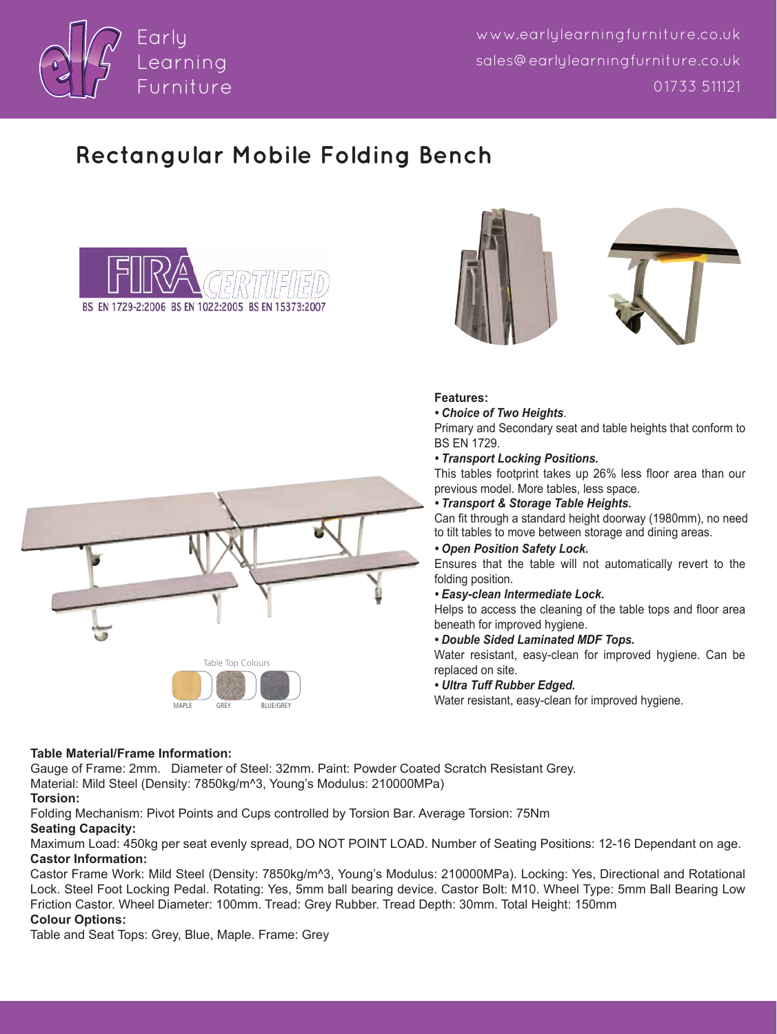# Rectangular Mobile Folding Bench

FIRA CERTIFIED
BS EN 1729-2:2006 BS EN 1022:2005 BS EN 15373:2007

Table Top Colours

MAPLE GREY BLUE/GREY

**Features:**

***• Choice of Two Heights***.

Primary and Secondary seat and table heights that conform to BS EN 1729.

***• Transport Locking Positions.***

This tables footprint takes up 26% less floor area than our previous model. More tables, less space.

***• Transport & Storage Table Heights.***

Can fit through a standard height doorway (1980mm), no need to tilt tables to move between storage and dining areas.

***• Open Position Safety Lock.***

Ensures that the table will not automatically revert to the folding position.

***• Easy-clean Intermediate Lock.***

Helps to access the cleaning of the table tops and floor area beneath for improved hygiene.

***• Double Sided Laminated MDF Tops.***

Water resistant, easy-clean for improved hygiene. Can be replaced on site.

***• Ultra Tuff Rubber Edged.***

Water resistant, easy-clean for improved hygiene.

**Table Material/Frame Information:**

Gauge of Frame: 2mm. Diameter of Steel: 32mm. Paint: Powder Coated Scratch Resistant Grey.
Material: Mild Steel (Density: 7850kg/m^3, Young's Modulus: 210000MPa)

**Torsion:**

Folding Mechanism: Pivot Points and Cups controlled by Torsion Bar. Average Torsion: 75Nm

**Seating Capacity:**

Maximum Load: 450kg per seat evenly spread, DO NOT POINT LOAD. Number of Seating Positions: 12-16 Dependant on age.

**Castor Information:**

Castor Frame Work: Mild Steel (Density: 7850kg/m^3, Young's Modulus: 210000MPa). Locking: Yes, Directional and Rotational Lock. Steel Foot Locking Pedal. Rotating: Yes, 5mm ball bearing device. Castor Bolt: M10. Wheel Type: 5mm Ball Bearing Low Friction Castor. Wheel Diameter: 100mm. Tread: Grey Rubber. Tread Depth: 30mm. Total Height: 150mm

**Colour Options:**

Table and Seat Tops: Grey, Blue, Maple. Frame: Grey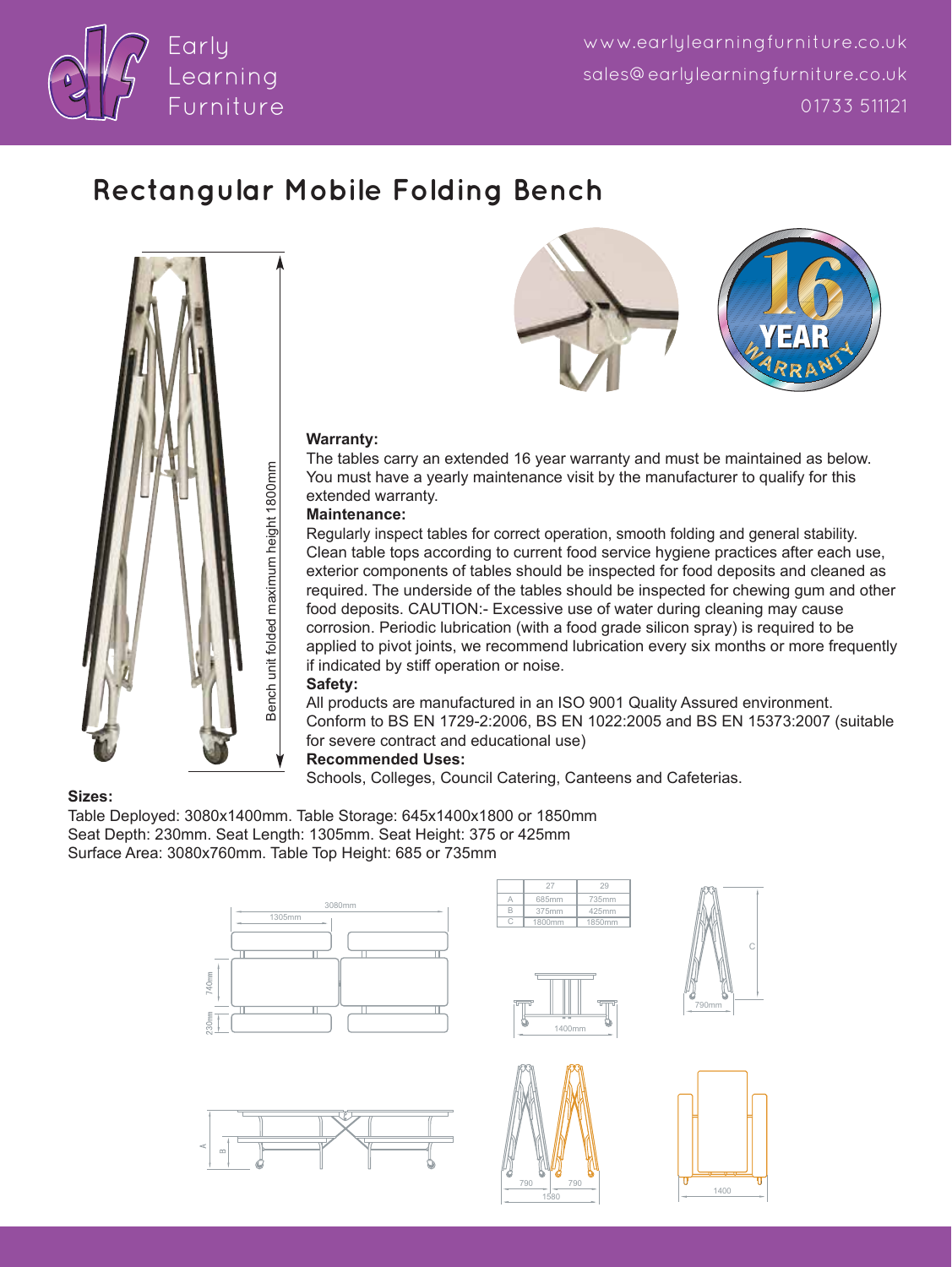# Rectangular Mobile Folding Bench

Bench unit folded maximum height 1800mm

**Warranty:**

The tables carry an extended 16 year warranty and must be maintained as below. You must have a yearly maintenance visit by the manufacturer to qualify for this extended warranty.

**Maintenance:**

Regularly inspect tables for correct operation, smooth folding and general stability. Clean table tops according to current food service hygiene practices after each use, exterior components of tables should be inspected for food deposits and cleaned as required. The underside of the tables should be inspected for chewing gum and other food deposits. CAUTION:- Excessive use of water during cleaning may cause corrosion. Periodic lubrication (with a food grade silicon spray) is required to be applied to pivot joints, we recommend lubrication every six months or more frequently if indicated by stiff operation or noise.

**Safety:**

All products are manufactured in an ISO 9001 Quality Assured environment. Conform to BS EN 1729-2:2006, BS EN 1022:2005 and BS EN 15373:2007 (suitable for severe contract and educational use)

**Recommended Uses:**

Schools, Colleges, Council Catering, Canteens and Cafeterias.

**Sizes:**

Table Deployed: 3080x1400mm. Table Storage: 645x1400x1800 or 1850mm
Seat Depth: 230mm. Seat Length: 1305mm. Seat Height: 375 or 425mm
Surface Area: 3080x760mm. Table Top Height: 685 or 735mm

| | 27 | 29 |
|---|---|---|
| A | 685mm | 735mm |
| B | 375mm | 425mm |
| C | 1800mm | 1850mm |

3080mm
1305mm
740mm
230mm
1400mm
C
790mm
A
B
790
790
1580
1400